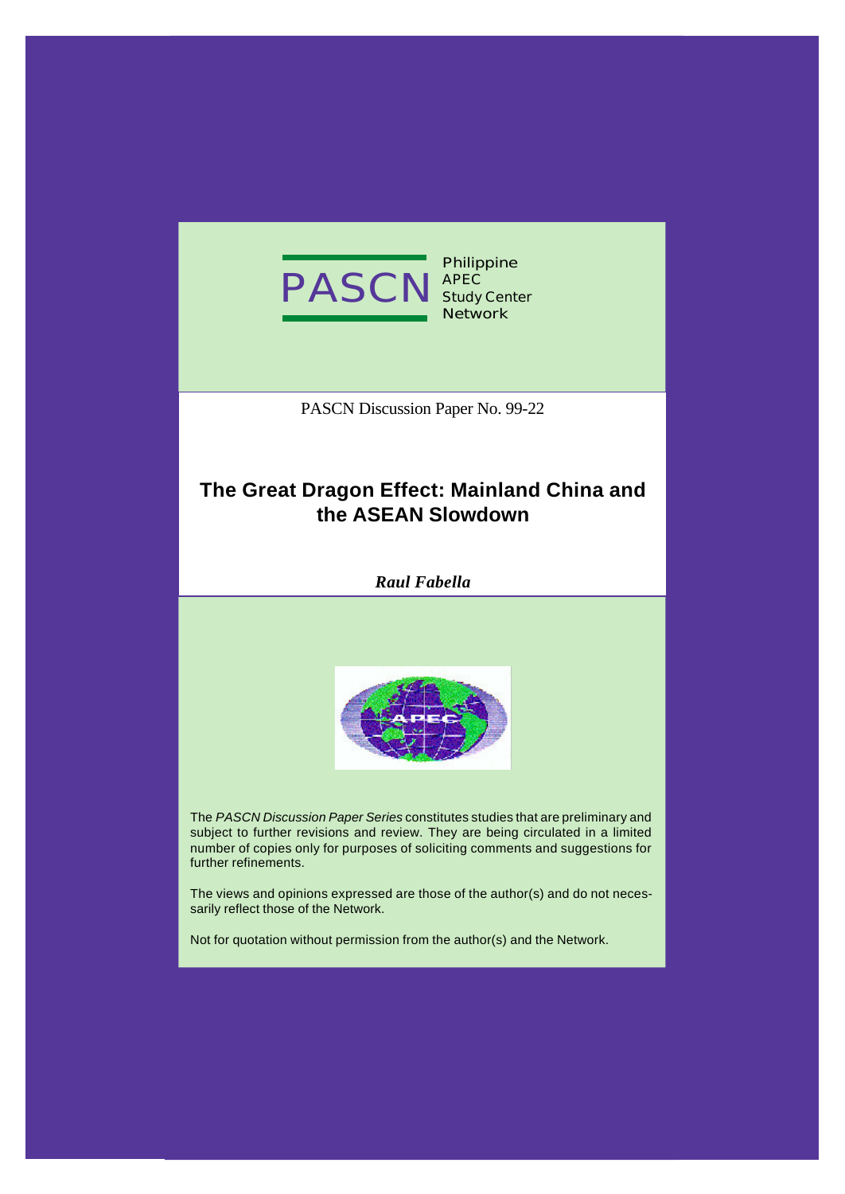PASCN Philippine APEC Study Center Network

PASCN Discussion Paper No. 99-22

# The Great Dragon Effect: Mainland China and the ASEAN Slowdown

***Raul Fabella***

The *PASCN Discussion Paper Series* constitutes studies that are preliminary and subject to further revisions and review. They are being circulated in a limited number of copies only for purposes of soliciting comments and suggestions for further refinements.

The views and opinions expressed are those of the author(s) and do not necessarily reflect those of the Network.

Not for quotation without permission from the author(s) and the Network.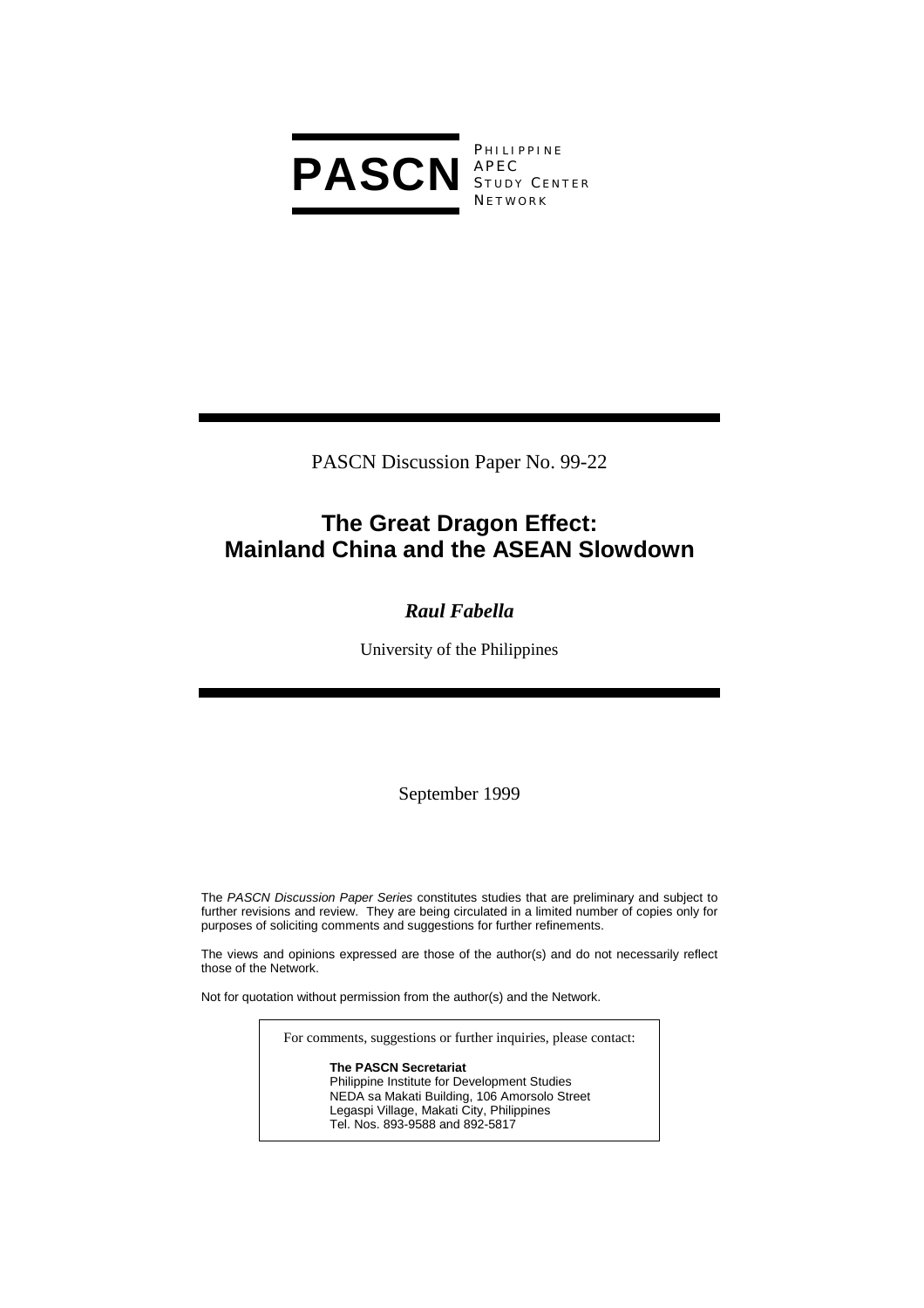# PASCN

PHILIPPINE APEC STUDY CENTER NETWORK

PASCN Discussion Paper No. 99-22

## The Great Dragon Effect: Mainland China and the ASEAN Slowdown

***Raul Fabella***

University of the Philippines

September 1999

The *PASCN Discussion Paper Series* constitutes studies that are preliminary and subject to further revisions and review. They are being circulated in a limited number of copies only for purposes of soliciting comments and suggestions for further refinements.

The views and opinions expressed are those of the author(s) and do not necessarily reflect those of the Network.

Not for quotation without permission from the author(s) and the Network.

For comments, suggestions or further inquiries, please contact:

**The PASCN Secretariat**
Philippine Institute for Development Studies
NEDA sa Makati Building, 106 Amorsolo Street
Legaspi Village, Makati City, Philippines
Tel. Nos. 893-9588 and 892-5817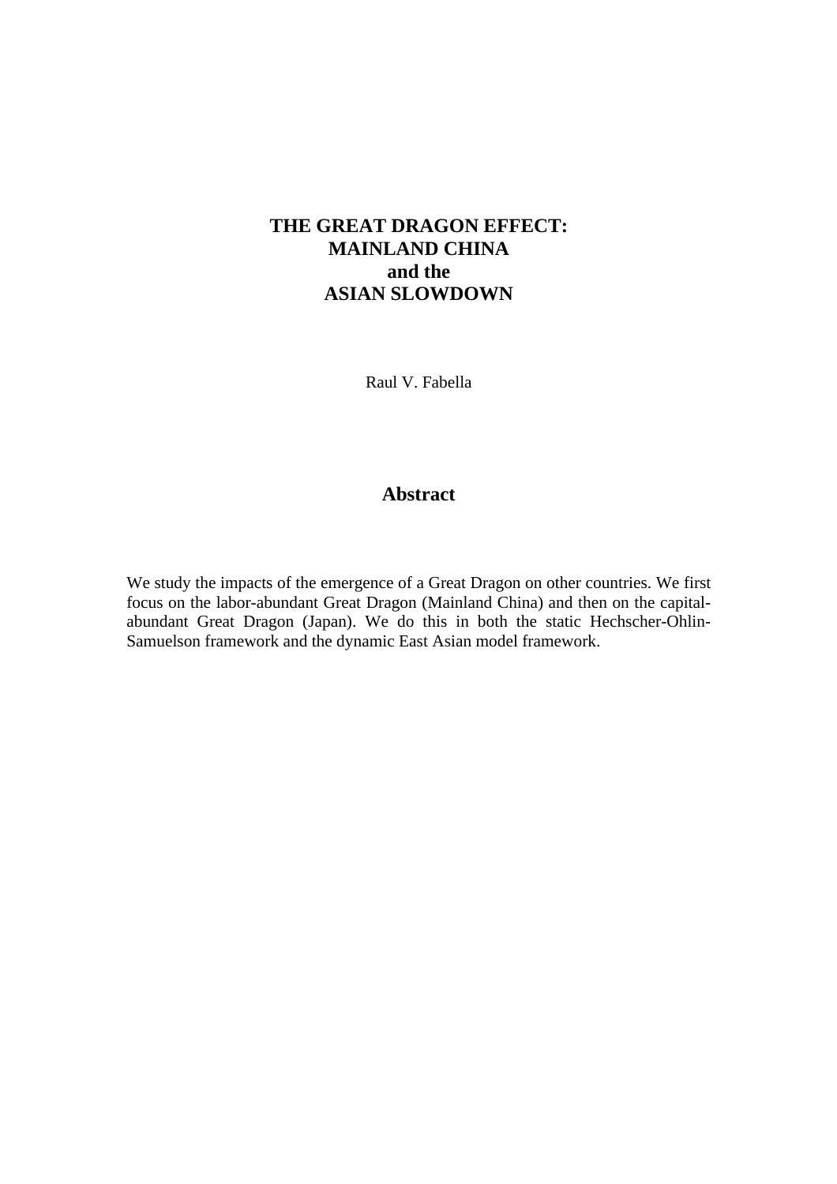# THE GREAT DRAGON EFFECT: MAINLAND CHINA and the ASIAN SLOWDOWN

Raul V. Fabella

## Abstract

We study the impacts of the emergence of a Great Dragon on other countries. We first focus on the labor-abundant Great Dragon (Mainland China) and then on the capital-abundant Great Dragon (Japan). We do this in both the static Hechscher-Ohlin-Samuelson framework and the dynamic East Asian model framework.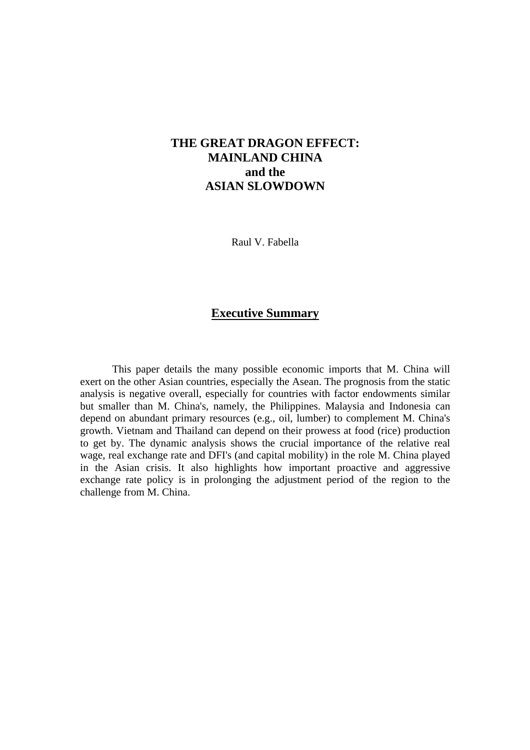# THE GREAT DRAGON EFFECT: MAINLAND CHINA and the ASIAN SLOWDOWN

Raul V. Fabella

## Executive Summary

This paper details the many possible economic imports that M. China will exert on the other Asian countries, especially the Asean. The prognosis from the static analysis is negative overall, especially for countries with factor endowments similar but smaller than M. China's, namely, the Philippines. Malaysia and Indonesia can depend on abundant primary resources (e.g., oil, lumber) to complement M. China's growth. Vietnam and Thailand can depend on their prowess at food (rice) production to get by. The dynamic analysis shows the crucial importance of the relative real wage, real exchange rate and DFI's (and capital mobility) in the role M. China played in the Asian crisis. It also highlights how important proactive and aggressive exchange rate policy is in prolonging the adjustment period of the region to the challenge from M. China.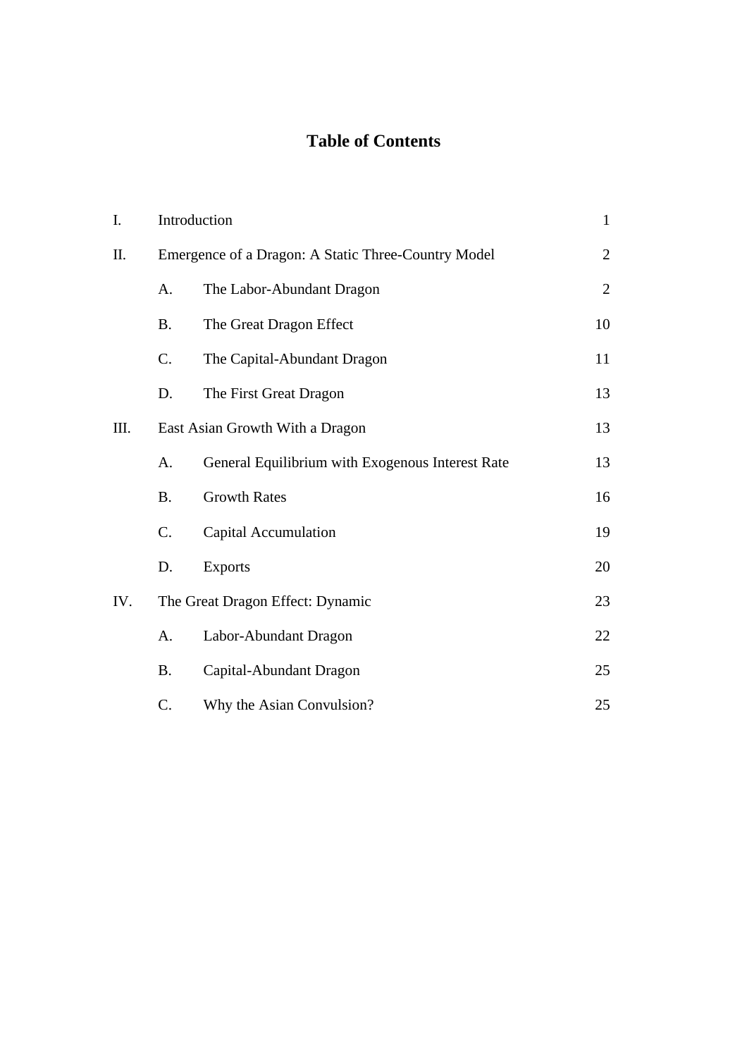## Table of Contents

| | | Page |
|---|---|---|
| I. | Introduction | 1 |
| II. | Emergence of a Dragon: A Static Three-Country Model | 2 |
| | A. The Labor-Abundant Dragon | 2 |
| | B. The Great Dragon Effect | 10 |
| | C. The Capital-Abundant Dragon | 11 |
| | D. The First Great Dragon | 13 |
| III. | East Asian Growth With a Dragon | 13 |
| | A. General Equilibrium with Exogenous Interest Rate | 13 |
| | B. Growth Rates | 16 |
| | C. Capital Accumulation | 19 |
| | D. Exports | 20 |
| IV. | The Great Dragon Effect: Dynamic | 23 |
| | A. Labor-Abundant Dragon | 22 |
| | B. Capital-Abundant Dragon | 25 |
| | C. Why the Asian Convulsion? | 25 |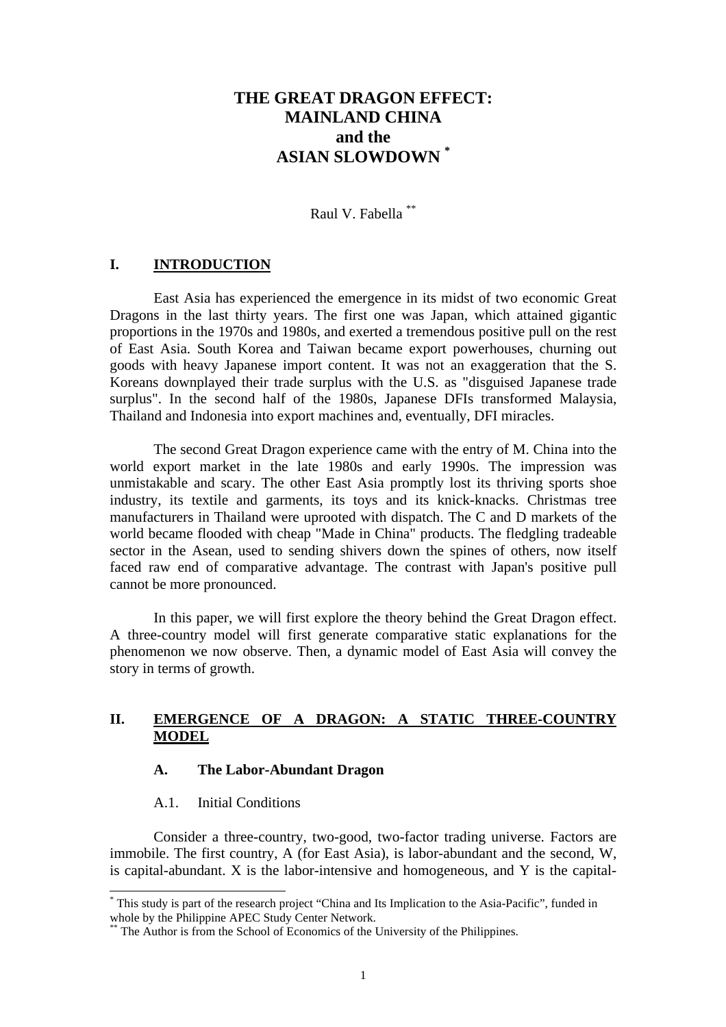# THE GREAT DRAGON EFFECT: MAINLAND CHINA and the ASIAN SLOWDOWN [*]

Raul V. Fabella [**]

## I. INTRODUCTION

East Asia has experienced the emergence in its midst of two economic Great Dragons in the last thirty years. The first one was Japan, which attained gigantic proportions in the 1970s and 1980s, and exerted a tremendous positive pull on the rest of East Asia. South Korea and Taiwan became export powerhouses, churning out goods with heavy Japanese import content. It was not an exaggeration that the S. Koreans downplayed their trade surplus with the U.S. as "disguised Japanese trade surplus". In the second half of the 1980s, Japanese DFIs transformed Malaysia, Thailand and Indonesia into export machines and, eventually, DFI miracles.

The second Great Dragon experience came with the entry of M. China into the world export market in the late 1980s and early 1990s. The impression was unmistakable and scary. The other East Asia promptly lost its thriving sports shoe industry, its textile and garments, its toys and its knick-knacks. Christmas tree manufacturers in Thailand were uprooted with dispatch. The C and D markets of the world became flooded with cheap "Made in China" products. The fledgling tradeable sector in the Asean, used to sending shivers down the spines of others, now itself faced raw end of comparative advantage. The contrast with Japan's positive pull cannot be more pronounced.

In this paper, we will first explore the theory behind the Great Dragon effect. A three-country model will first generate comparative static explanations for the phenomenon we now observe. Then, a dynamic model of East Asia will convey the story in terms of growth.

## II. EMERGENCE OF A DRAGON: A STATIC THREE-COUNTRY MODEL

### A. The Labor-Abundant Dragon

A.1. Initial Conditions

Consider a three-country, two-good, two-factor trading universe. Factors are immobile. The first country, A (for East Asia), is labor-abundant and the second, W, is capital-abundant. X is the labor-intensive and homogeneous, and Y is the capital-

---

[*] This study is part of the research project "China and Its Implication to the Asia-Pacific", funded in whole by the Philippine APEC Study Center Network.

[**] The Author is from the School of Economics of the University of the Philippines.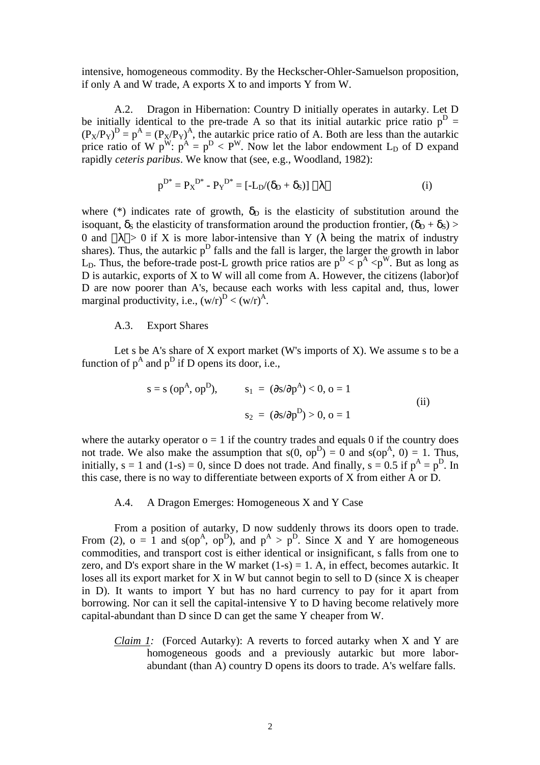intensive, homogeneous commodity. By the Heckscher-Ohler-Samuelson proposition, if only A and W trade, A exports X to and imports Y from W.

A.2. Dragon in Hibernation: Country D initially operates in autarky. Let D be initially identical to the pre-trade A so that its initial autarkic price ratio $p^D = (P_X/P_Y)^D = p^A = (P_X/P_Y)^A$, the autarkic price ratio of A. Both are less than the autarkic price ratio of W $p^W$: $p^A = p^D < P^W$. Now let the labor endowment $L_D$ of D expand rapidly *ceteris paribus*. We know that (see, e.g., Woodland, 1982):

$$p^{D*} = P_X^{D*} - P_Y^{D*} = [-L_D/(\delta_D + \delta_S)] \, |\lambda| \qquad \text{(i)}$$

where (*) indicates rate of growth, $\delta_D$ is the elasticity of substitution around the isoquant, $\delta_S$ the elasticity of transformation around the production frontier, $(\delta_D + \delta_S) > 0$ and $|\lambda| > 0$ if X is more labor-intensive than Y ($\lambda$ being the matrix of industry shares). Thus, the autarkic $p^D$ falls and the fall is larger, the larger the growth in labor $L_D$. Thus, the before-trade post-L growth price ratios are $p^D < p^A < p^W$. But as long as D is autarkic, exports of X to W will all come from A. However, the citizens (labor)of D are now poorer than A's, because each works with less capital and, thus, lower marginal productivity, i.e., $(w/r)^D < (w/r)^A$.

A.3. Export Shares

Let s be A's share of X export market (W's imports of X). We assume s to be a function of $p^A$ and $p^D$ if D opens its door, i.e.,

$$s = s\,(op^A, op^D), \qquad s_1 = (\partial s/\partial p^A) < 0,\ o = 1$$
$$s_2 = (\partial s/\partial p^D) > 0,\ o = 1 \qquad \text{(ii)}$$

where the autarky operator $o = 1$ if the country trades and equals 0 if the country does not trade. We also make the assumption that $s(0, op^D) = 0$ and $s(op^A, 0) = 1$. Thus, initially, $s = 1$ and $(1\text{-}s) = 0$, since D does not trade. And finally, $s = 0.5$ if $p^A = p^D$. In this case, there is no way to differentiate between exports of X from either A or D.

A.4. A Dragon Emerges: Homogeneous X and Y Case

From a position of autarky, D now suddenly throws its doors open to trade. From (2), $o = 1$ and $s(op^A, op^D)$, and $p^A > p^D$. Since X and Y are homogeneous commodities, and transport cost is either identical or insignificant, s falls from one to zero, and D's export share in the W market $(1\text{-}s) = 1$. A, in effect, becomes autarkic. It loses all its export market for X in W but cannot begin to sell to D (since X is cheaper in D). It wants to import Y but has no hard currency to pay for it apart from borrowing. Nor can it sell the capital-intensive Y to D having become relatively more capital-abundant than D since D can get the same Y cheaper from W.

*Claim 1:* (Forced Autarky): A reverts to forced autarky when X and Y are homogeneous goods and a previously autarkic but more labor-abundant (than A) country D opens its doors to trade. A's welfare falls.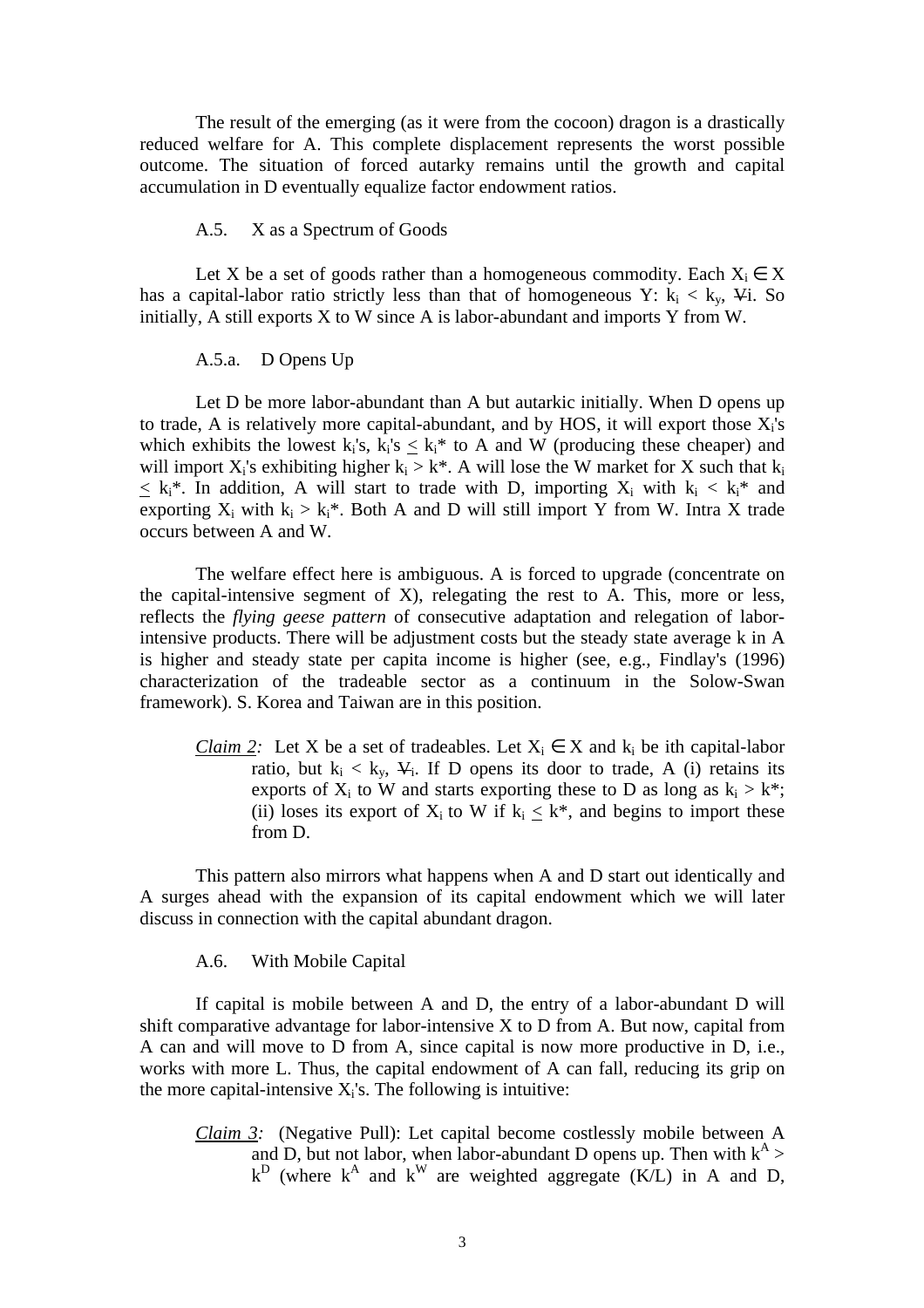The result of the emerging (as it were from the cocoon) dragon is a drastically reduced welfare for A. This complete displacement represents the worst possible outcome. The situation of forced autarky remains until the growth and capital accumulation in D eventually equalize factor endowment ratios.

### A.5. X as a Spectrum of Goods

Let X be a set of goods rather than a homogeneous commodity. Each $X_i \in X$ has a capital-labor ratio strictly less than that of homogeneous Y: $k_i < k_y$, $\forall i$. So initially, A still exports X to W since A is labor-abundant and imports Y from W.

#### A.5.a. D Opens Up

Let D be more labor-abundant than A but autarkic initially. When D opens up to trade, A is relatively more capital-abundant, and by HOS, it will export those $X_i$'s which exhibits the lowest $k_i$'s, $k_i$'s $\leq k_i^*$ to A and W (producing these cheaper) and will import $X_i$'s exhibiting higher $k_i > k^*$. A will lose the W market for X such that $k_i \leq k_i^*$. In addition, A will start to trade with D, importing $X_i$ with $k_i < k_i^*$ and exporting $X_i$ with $k_i > k_i^*$. Both A and D will still import Y from W. Intra X trade occurs between A and W.

The welfare effect here is ambiguous. A is forced to upgrade (concentrate on the capital-intensive segment of X), relegating the rest to A. This, more or less, reflects the *flying geese pattern* of consecutive adaptation and relegation of labor-intensive products. There will be adjustment costs but the steady state average k in A is higher and steady state per capita income is higher (see, e.g., Findlay's (1996) characterization of the tradeable sector as a continuum in the Solow-Swan framework). S. Korea and Taiwan are in this position.

> *Claim 2:* Let X be a set of tradeables. Let $X_i \in X$ and $k_i$ be ith capital-labor ratio, but $k_i < k_y$, $\forall_i$. If D opens its door to trade, A (i) retains its exports of $X_i$ to W and starts exporting these to D as long as $k_i > k^*$; (ii) loses its export of $X_i$ to W if $k_i \leq k^*$, and begins to import these from D.

This pattern also mirrors what happens when A and D start out identically and A surges ahead with the expansion of its capital endowment which we will later discuss in connection with the capital abundant dragon.

### A.6. With Mobile Capital

If capital is mobile between A and D, the entry of a labor-abundant D will shift comparative advantage for labor-intensive X to D from A. But now, capital from A can and will move to D from A, since capital is now more productive in D, i.e., works with more L. Thus, the capital endowment of A can fall, reducing its grip on the more capital-intensive $X_i$'s. The following is intuitive:

> *Claim 3:* (Negative Pull): Let capital become costlessly mobile between A and D, but not labor, when labor-abundant D opens up. Then with $k^A > k^D$ (where $k^A$ and $k^W$ are weighted aggregate (K/L) in A and D,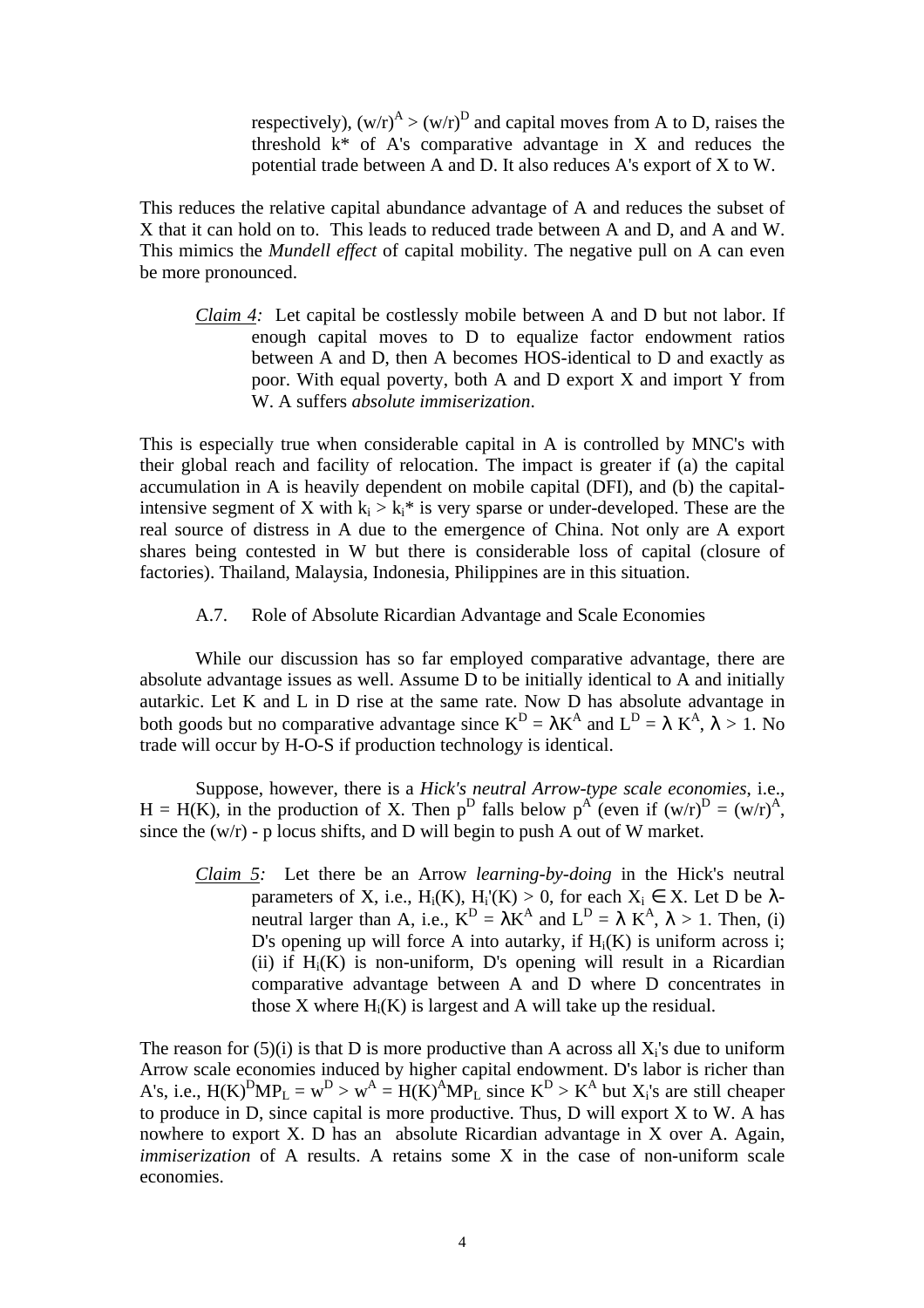respectively), $(w/r)^A > (w/r)^D$ and capital moves from A to D, raises the threshold k* of A's comparative advantage in X and reduces the potential trade between A and D. It also reduces A's export of X to W.

This reduces the relative capital abundance advantage of A and reduces the subset of X that it can hold on to. This leads to reduced trade between A and D, and A and W. This mimics the *Mundell effect* of capital mobility. The negative pull on A can even be more pronounced.

> *Claim 4:* Let capital be costlessly mobile between A and D but not labor. If enough capital moves to D to equalize factor endowment ratios between A and D, then A becomes HOS-identical to D and exactly as poor. With equal poverty, both A and D export X and import Y from W. A suffers *absolute immiserization*.

This is especially true when considerable capital in A is controlled by MNC's with their global reach and facility of relocation. The impact is greater if (a) the capital accumulation in A is heavily dependent on mobile capital (DFI), and (b) the capital-intensive segment of X with $k_i > k_i^*$ is very sparse or under-developed. These are the real source of distress in A due to the emergence of China. Not only are A export shares being contested in W but there is considerable loss of capital (closure of factories). Thailand, Malaysia, Indonesia, Philippines are in this situation.

### A.7. Role of Absolute Ricardian Advantage and Scale Economies

While our discussion has so far employed comparative advantage, there are absolute advantage issues as well. Assume D to be initially identical to A and initially autarkic. Let K and L in D rise at the same rate. Now D has absolute advantage in both goods but no comparative advantage since $K^D = \lambda K^A$ and $L^D = \lambda K^A$, $\lambda > 1$. No trade will occur by H-O-S if production technology is identical.

Suppose, however, there is a *Hick's neutral Arrow-type scale economies*, i.e., $H = H(K)$, in the production of X. Then $p^D$ falls below $p^A$ (even if $(w/r)^D = (w/r)^A$, since the (w/r) - p locus shifts, and D will begin to push A out of W market.

> *Claim 5:* Let there be an Arrow *learning-by-doing* in the Hick's neutral parameters of X, i.e., $H_i(K)$, $H_i'(K) > 0$, for each $X_i \in X$. Let D be $\lambda$-neutral larger than A, i.e., $K^D = \lambda K^A$ and $L^D = \lambda K^A$, $\lambda > 1$. Then, (i) D's opening up will force A into autarky, if $H_i(K)$ is uniform across i; (ii) if $H_i(K)$ is non-uniform, D's opening will result in a Ricardian comparative advantage between A and D where D concentrates in those X where $H_i(K)$ is largest and A will take up the residual.

The reason for (5)(i) is that D is more productive than A across all $X_i$'s due to uniform Arrow scale economies induced by higher capital endowment. D's labor is richer than A's, i.e., $H(K)^D MP_L = w^D > w^A = H(K)^A MP_L$ since $K^D > K^A$ but $X_i$'s are still cheaper to produce in D, since capital is more productive. Thus, D will export X to W. A has nowhere to export X. D has an absolute Ricardian advantage in X over A. Again, *immiserization* of A results. A retains some X in the case of non-uniform scale economies.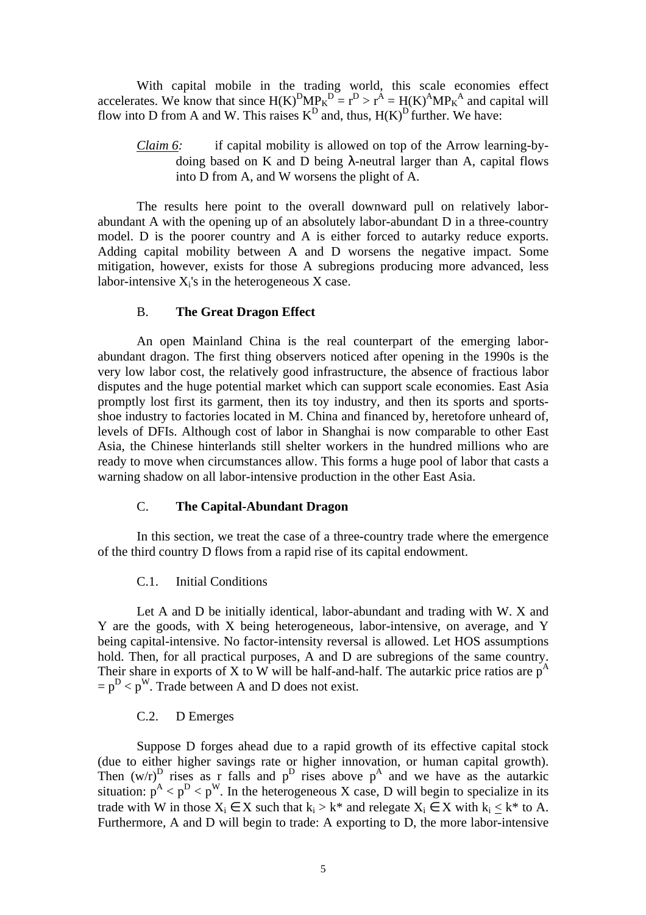With capital mobile in the trading world, this scale economies effect accelerates. We know that since $H(K)^D MP_K^D = r^D > r^A = H(K)^A MP_K^A$ and capital will flow into D from A and W. This raises $K^D$ and, thus, $H(K)^D$ further. We have:

> *Claim 6:* if capital mobility is allowed on top of the Arrow learning-by-doing based on K and D being λ-neutral larger than A, capital flows into D from A, and W worsens the plight of A.

The results here point to the overall downward pull on relatively labor-abundant A with the opening up of an absolutely labor-abundant D in a three-country model. D is the poorer country and A is either forced to autarky reduce exports. Adding capital mobility between A and D worsens the negative impact. Some mitigation, however, exists for those A subregions producing more advanced, less labor-intensive $X_i$'s in the heterogeneous X case.

## B. **The Great Dragon Effect**

An open Mainland China is the real counterpart of the emerging labor-abundant dragon. The first thing observers noticed after opening in the 1990s is the very low labor cost, the relatively good infrastructure, the absence of fractious labor disputes and the huge potential market which can support scale economies. East Asia promptly lost first its garment, then its toy industry, and then its sports and sports-shoe industry to factories located in M. China and financed by, heretofore unheard of, levels of DFIs. Although cost of labor in Shanghai is now comparable to other East Asia, the Chinese hinterlands still shelter workers in the hundred millions who are ready to move when circumstances allow. This forms a huge pool of labor that casts a warning shadow on all labor-intensive production in the other East Asia.

## C. **The Capital-Abundant Dragon**

In this section, we treat the case of a three-country trade where the emergence of the third country D flows from a rapid rise of its capital endowment.

### C.1. Initial Conditions

Let A and D be initially identical, labor-abundant and trading with W. X and Y are the goods, with X being heterogeneous, labor-intensive, on average, and Y being capital-intensive. No factor-intensity reversal is allowed. Let HOS assumptions hold. Then, for all practical purposes, A and D are subregions of the same country. Their share in exports of X to W will be half-and-half. The autarkic price ratios are $p^A = p^D < p^W$. Trade between A and D does not exist.

### C.2. D Emerges

Suppose D forges ahead due to a rapid growth of its effective capital stock (due to either higher savings rate or higher innovation, or human capital growth). Then $(w/r)^D$ rises as r falls and $p^D$ rises above $p^A$ and we have as the autarkic situation: $p^A < p^D < p^W$. In the heterogeneous X case, D will begin to specialize in its trade with W in those $X_i \in X$ such that $k_i > k^*$ and relegate $X_i \in X$ with $k_i \leq k^*$ to A. Furthermore, A and D will begin to trade: A exporting to D, the more labor-intensive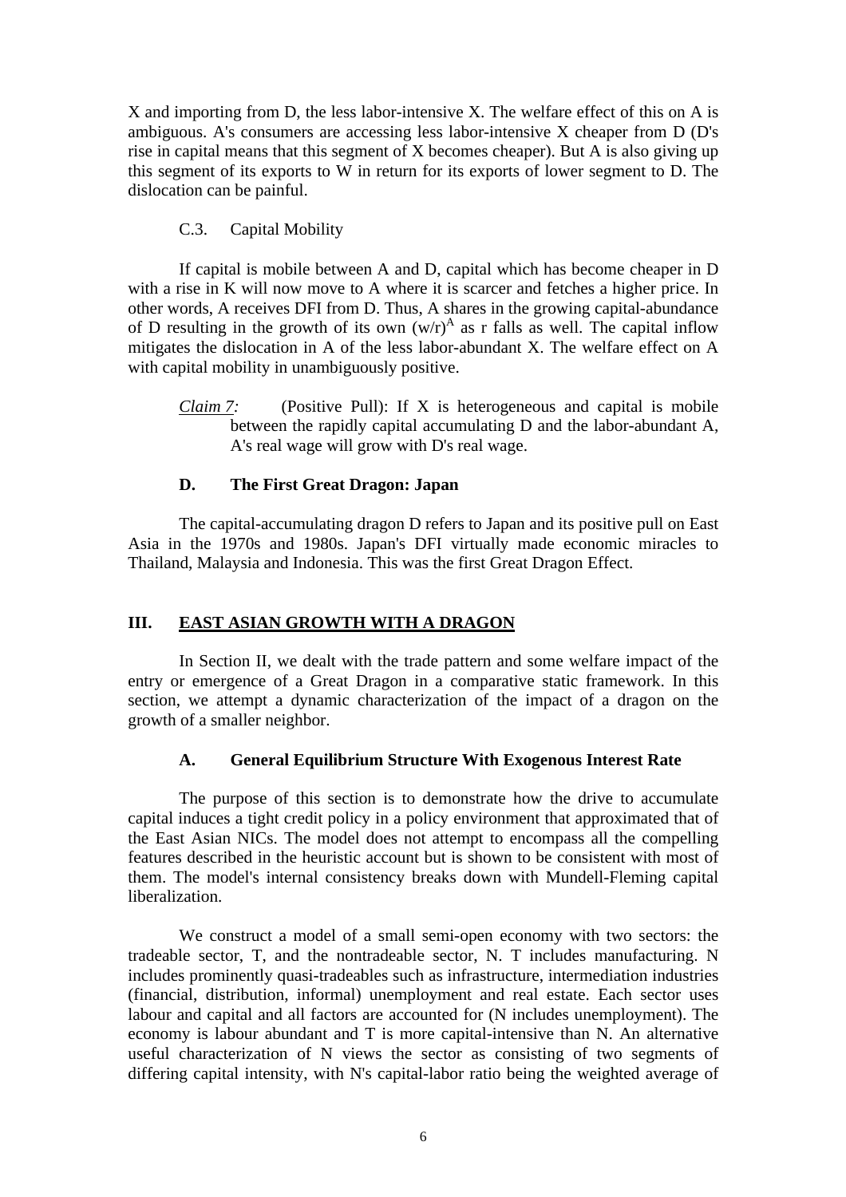X and importing from D, the less labor-intensive X. The welfare effect of this on A is ambiguous. A's consumers are accessing less labor-intensive X cheaper from D (D's rise in capital means that this segment of X becomes cheaper). But A is also giving up this segment of its exports to W in return for its exports of lower segment to D. The dislocation can be painful.

### C.3. Capital Mobility

If capital is mobile between A and D, capital which has become cheaper in D with a rise in K will now move to A where it is scarcer and fetches a higher price. In other words, A receives DFI from D. Thus, A shares in the growing capital-abundance of D resulting in the growth of its own $(w/r)^A$ as r falls as well. The capital inflow mitigates the dislocation in A of the less labor-abundant X. The welfare effect on A with capital mobility in unambiguously positive.

> *Claim 7:* (Positive Pull): If X is heterogeneous and capital is mobile between the rapidly capital accumulating D and the labor-abundant A, A's real wage will grow with D's real wage.

### D. The First Great Dragon: Japan

The capital-accumulating dragon D refers to Japan and its positive pull on East Asia in the 1970s and 1980s. Japan's DFI virtually made economic miracles to Thailand, Malaysia and Indonesia. This was the first Great Dragon Effect.

## III. EAST ASIAN GROWTH WITH A DRAGON

In Section II, we dealt with the trade pattern and some welfare impact of the entry or emergence of a Great Dragon in a comparative static framework. In this section, we attempt a dynamic characterization of the impact of a dragon on the growth of a smaller neighbor.

### A. General Equilibrium Structure With Exogenous Interest Rate

The purpose of this section is to demonstrate how the drive to accumulate capital induces a tight credit policy in a policy environment that approximated that of the East Asian NICs. The model does not attempt to encompass all the compelling features described in the heuristic account but is shown to be consistent with most of them. The model's internal consistency breaks down with Mundell-Fleming capital liberalization.

We construct a model of a small semi-open economy with two sectors: the tradeable sector, T, and the nontradeable sector, N. T includes manufacturing. N includes prominently quasi-tradeables such as infrastructure, intermediation industries (financial, distribution, informal) unemployment and real estate. Each sector uses labour and capital and all factors are accounted for (N includes unemployment). The economy is labour abundant and T is more capital-intensive than N. An alternative useful characterization of N views the sector as consisting of two segments of differing capital intensity, with N's capital-labor ratio being the weighted average of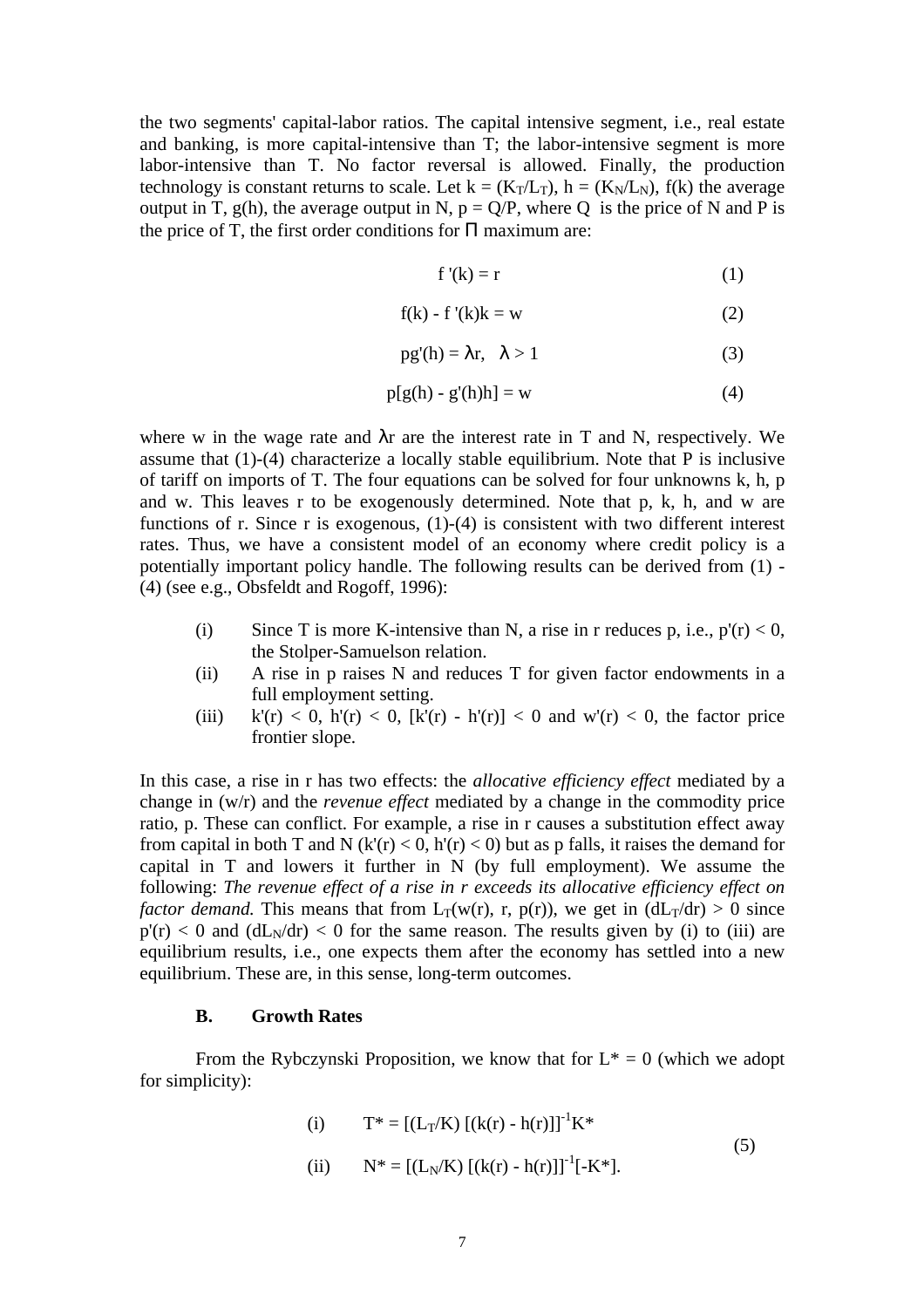the two segments' capital-labor ratios. The capital intensive segment, i.e., real estate and banking, is more capital-intensive than T; the labor-intensive segment is more labor-intensive than T. No factor reversal is allowed. Finally, the production technology is constant returns to scale. Let $k = (K_T/L_T)$, $h = (K_N/L_N)$, $f(k)$ the average output in T, $g(h)$, the average output in N, $p = Q/P$, where Q is the price of N and P is the price of T, the first order conditions for $\Pi$ maximum are:

$$f'(k) = r \tag{1}$$

$$f(k) - f'(k)k = w \tag{2}$$

$$pg'(h) = \lambda r, \quad \lambda > 1 \tag{3}$$

$$p[g(h) - g'(h)h] = w \tag{4}$$

where w in the wage rate and $\lambda$r are the interest rate in T and N, respectively. We assume that (1)-(4) characterize a locally stable equilibrium. Note that P is inclusive of tariff on imports of T. The four equations can be solved for four unknowns k, h, p and w. This leaves r to be exogenously determined. Note that p, k, h, and w are functions of r. Since r is exogenous, (1)-(4) is consistent with two different interest rates. Thus, we have a consistent model of an economy where credit policy is a potentially important policy handle. The following results can be derived from (1) - (4) (see e.g., Obsfeldt and Rogoff, 1996):

(i) Since T is more K-intensive than N, a rise in r reduces p, i.e., $p'(r) < 0$, the Stolper-Samuelson relation.

(ii) A rise in p raises N and reduces T for given factor endowments in a full employment setting.

(iii) $k'(r) < 0$, $h'(r) < 0$, $[k'(r) - h'(r)] < 0$ and $w'(r) < 0$, the factor price frontier slope.

In this case, a rise in r has two effects: the *allocative efficiency effect* mediated by a change in (w/r) and the *revenue effect* mediated by a change in the commodity price ratio, p. These can conflict. For example, a rise in r causes a substitution effect away from capital in both T and N ($k'(r) < 0$, $h'(r) < 0$) but as p falls, it raises the demand for capital in T and lowers it further in N (by full employment). We assume the following: *The revenue effect of a rise in r exceeds its allocative efficiency effect on factor demand.* This means that from $L_T(w(r), r, p(r))$, we get in $(dL_T/dr) > 0$ since $p'(r) < 0$ and $(dL_N/dr) < 0$ for the same reason. The results given by (i) to (iii) are equilibrium results, i.e., one expects them after the economy has settled into a new equilibrium. These are, in this sense, long-term outcomes.

### B. Growth Rates

From the Rybczynski Proposition, we know that for $L^* = 0$ (which we adopt for simplicity):

$$\text{(i)} \quad T^* = [(L_T/K)\,[(k(r) - h(r))]]^{-1}K^*$$

$$\text{(ii)} \quad N^* = [(L_N/K)\,[(k(r) - h(r))]]^{-1}[-K^*]. \tag{5}$$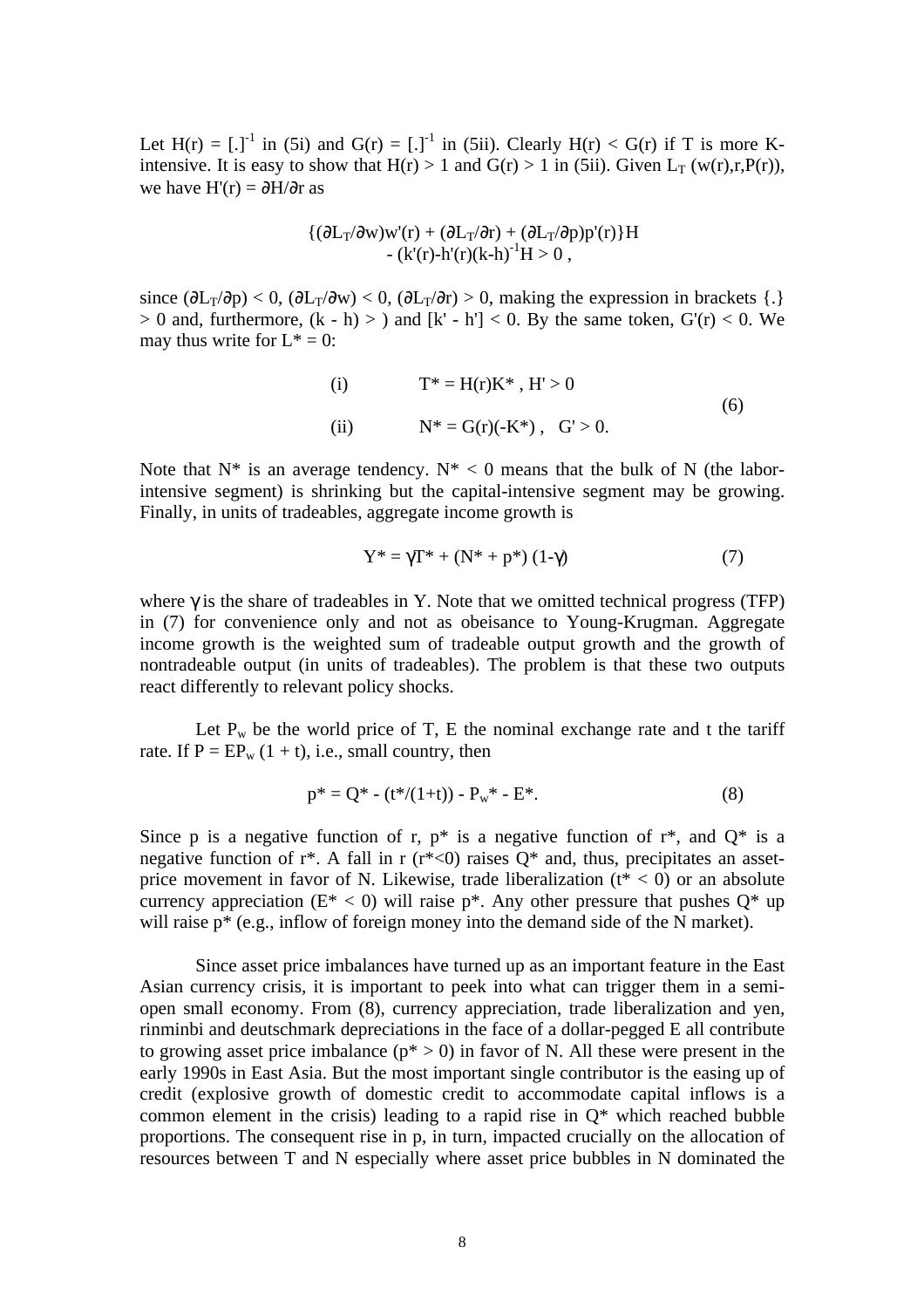Let $H(r) = [.]^{-1}$ in (5i) and $G(r) = [.]^{-1}$ in (5ii). Clearly $H(r) < G(r)$ if T is more K-intensive. It is easy to show that $H(r) > 1$ and $G(r) > 1$ in (5ii). Given $L_T\,(w(r),r,P(r))$, we have $H'(r) = \partial H/\partial r$ as

$$\{(\partial L_T/\partial w)w'(r) + (\partial L_T/\partial r) + (\partial L_T/\partial p)p'(r)\}H - (k'(r)-h'(r)(k-h)^{-1}H > 0\,,$$

since $(\partial L_T/\partial p) < 0$, $(\partial L_T/\partial w) < 0$, $(\partial L_T/\partial r) > 0$, making the expression in brackets {.} > 0 and, furthermore, $(k - h) >$ ) and $[k' - h'] < 0$. By the same token, $G'(r) < 0$. We may thus write for $L^* = 0$:

$$\begin{aligned} &\text{(i)} \qquad T^* = H(r)K^*\,,\ H' > 0 \\ &\text{(ii)} \qquad N^* = G(r)(-K^*)\,,\ \ G' > 0. \end{aligned} \tag{6}$$

Note that $N^*$ is an average tendency. $N^* < 0$ means that the bulk of N (the labor-intensive segment) is shrinking but the capital-intensive segment may be growing. Finally, in units of tradeables, aggregate income growth is

$$Y^* = \gamma T^* + (N^* + p^*)\,(1\text{-}\gamma) \tag{7}$$

where $\gamma$ is the share of tradeables in Y. Note that we omitted technical progress (TFP) in (7) for convenience only and not as obeisance to Young-Krugman. Aggregate income growth is the weighted sum of tradeable output growth and the growth of nontradeable output (in units of tradeables). The problem is that these two outputs react differently to relevant policy shocks.

Let $P_w$ be the world price of T, E the nominal exchange rate and t the tariff rate. If $P = EP_w\,(1 + t)$, i.e., small country, then

$$p^* = Q^* - (t^*/(1+t)) - P_w^* - E^*. \tag{8}$$

Since p is a negative function of r, $p^*$ is a negative function of $r^*$, and $Q^*$ is a negative function of $r^*$. A fall in r ($r^*<0$) raises $Q^*$ and, thus, precipitates an asset-price movement in favor of N. Likewise, trade liberalization ($t^* < 0$) or an absolute currency appreciation ($E^* < 0$) will raise $p^*$. Any other pressure that pushes $Q^*$ up will raise $p^*$ (e.g., inflow of foreign money into the demand side of the N market).

Since asset price imbalances have turned up as an important feature in the East Asian currency crisis, it is important to peek into what can trigger them in a semi-open small economy. From (8), currency appreciation, trade liberalization and yen, rinminbi and deutschmark depreciations in the face of a dollar-pegged E all contribute to growing asset price imbalance ($p^* > 0$) in favor of N. All these were present in the early 1990s in East Asia. But the most important single contributor is the easing up of credit (explosive growth of domestic credit to accommodate capital inflows is a common element in the crisis) leading to a rapid rise in $Q^*$ which reached bubble proportions. The consequent rise in p, in turn, impacted crucially on the allocation of resources between T and N especially where asset price bubbles in N dominated the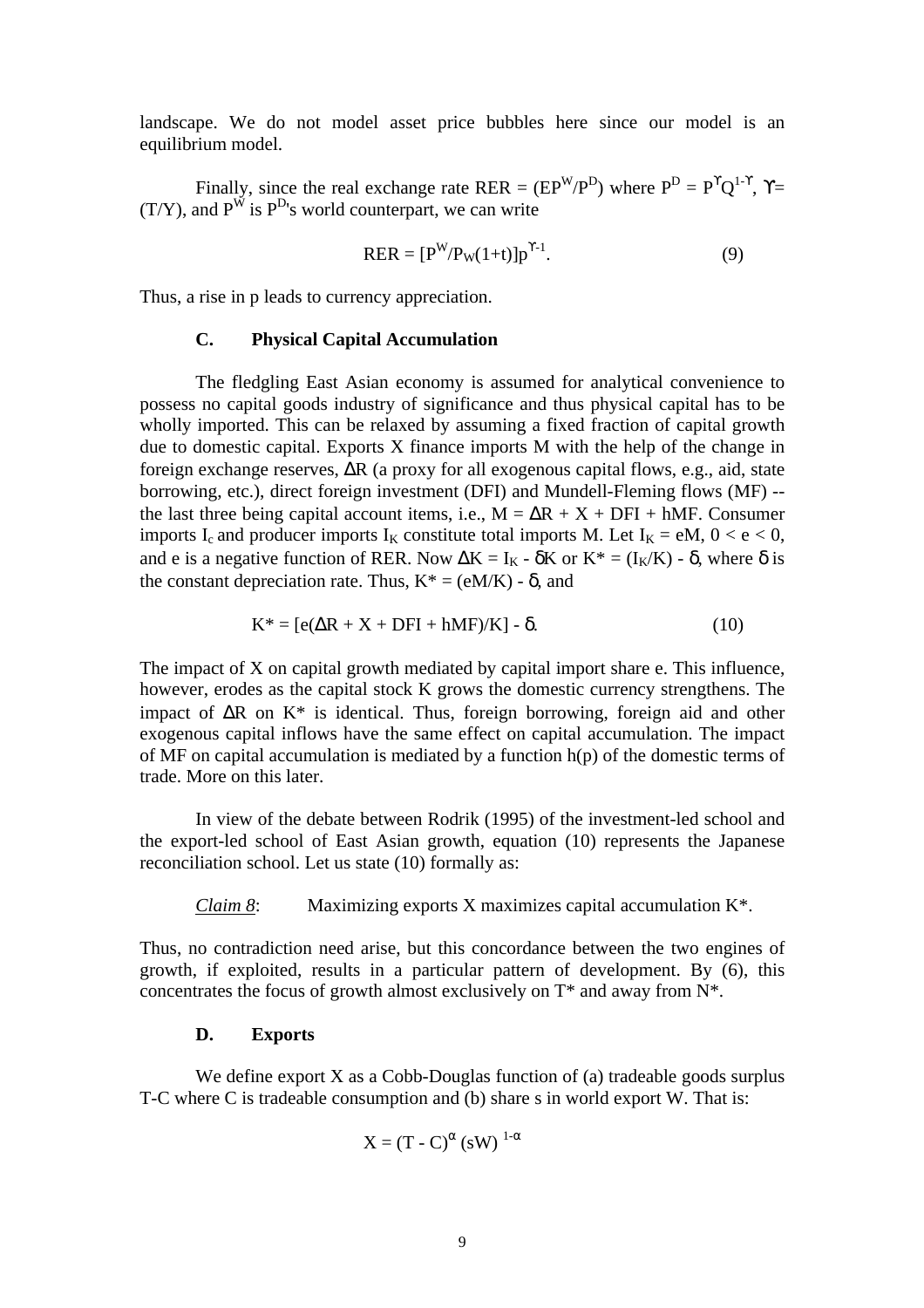landscape. We do not model asset price bubbles here since our model is an equilibrium model.

Finally, since the real exchange rate RER = $(EP^W/P^D)$ where $P^D = P^{\Upsilon}Q^{1-\Upsilon}$, $\Upsilon = (T/Y)$, and $P^W$ is $P^D$'s world counterpart, we can write

$$RER = [P^W/P_W(1+t)]p^{\Upsilon-1}. \tag{9}$$

Thus, a rise in p leads to currency appreciation.

### C. Physical Capital Accumulation

The fledgling East Asian economy is assumed for analytical convenience to possess no capital goods industry of significance and thus physical capital has to be wholly imported. This can be relaxed by assuming a fixed fraction of capital growth due to domestic capital. Exports X finance imports M with the help of the change in foreign exchange reserves, $\Delta R$ (a proxy for all exogenous capital flows, e.g., aid, state borrowing, etc.), direct foreign investment (DFI) and Mundell-Fleming flows (MF) -- the last three being capital account items, i.e., $M = \Delta R + X + DFI + hMF$. Consumer imports $I_c$ and producer imports $I_K$ constitute total imports M. Let $I_K = eM$, $0 < e < 0$, and e is a negative function of RER. Now $\Delta K = I_K - \delta K$ or $K^* = (I_K/K) - \delta$, where $\delta$ is the constant depreciation rate. Thus, $K^* = (eM/K) - \delta$, and

$$K^* = [e(\Delta R + X + DFI + hMF)/K] - \delta. \tag{10}$$

The impact of X on capital growth mediated by capital import share e. This influence, however, erodes as the capital stock K grows the domestic currency strengthens. The impact of $\Delta R$ on $K^*$ is identical. Thus, foreign borrowing, foreign aid and other exogenous capital inflows have the same effect on capital accumulation. The impact of MF on capital accumulation is mediated by a function h(p) of the domestic terms of trade. More on this later.

In view of the debate between Rodrik (1995) of the investment-led school and the export-led school of East Asian growth, equation (10) represents the Japanese reconciliation school. Let us state (10) formally as:

*Claim 8*: Maximizing exports X maximizes capital accumulation $K^*$.

Thus, no contradiction need arise, but this concordance between the two engines of growth, if exploited, results in a particular pattern of development. By (6), this concentrates the focus of growth almost exclusively on $T^*$ and away from $N^*$.

### D. Exports

We define export X as a Cobb-Douglas function of (a) tradeable goods surplus T-C where C is tradeable consumption and (b) share s in world export W. That is:

$$X = (T - C)^{\alpha} (sW)^{1-\alpha}$$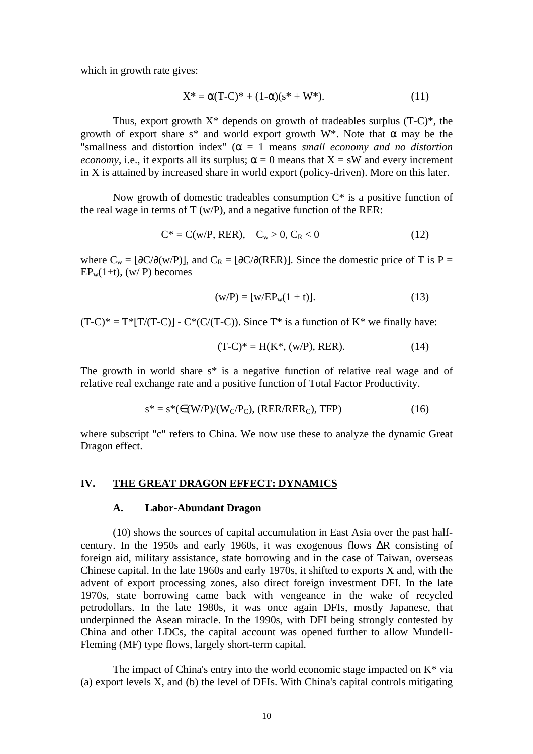which in growth rate gives:

$$X^* = \alpha(T\text{-}C)^* + (1\text{-}\alpha)(s^* + W^*). \tag{11}$$

Thus, export growth $X^*$ depends on growth of tradeables surplus $(T\text{-}C)^*$, the growth of export share $s^*$ and world export growth $W^*$. Note that $\alpha$ may be the "smallness and distortion index" ($\alpha = 1$ means *small economy and no distortion economy*, i.e., it exports all its surplus; $\alpha = 0$ means that $X = sW$ and every increment in X is attained by increased share in world export (policy-driven). More on this later.

Now growth of domestic tradeables consumption $C^*$ is a positive function of the real wage in terms of T (w/P), and a negative function of the RER:

$$C^* = C(w/P, RER), \quad C_w > 0, C_R < 0 \tag{12}$$

where $C_w = [\partial C/\partial(w/P)]$, and $C_R = [\partial C/\partial(RER)]$. Since the domestic price of T is $P = EP_w(1+t)$, $(w/P)$ becomes

$$(w/P) = [w/EP_w(1 + t)]. \tag{13}$$

$(T\text{-}C)^* = T^*[T/(T\text{-}C)] - C^*(C/(T\text{-}C))$. Since $T^*$ is a function of $K^*$ we finally have:

$$(T\text{-}C)^* = H(K^*, (w/P), RER). \tag{14}$$

The growth in world share $s^*$ is a negative function of relative real wage and of relative real exchange rate and a positive function of Total Factor Productivity.

$$s^* = s^*(\in(W/P)/(W_C/P_C), (RER/RER_C), TFP) \tag{16}$$

where subscript "c" refers to China. We now use these to analyze the dynamic Great Dragon effect.

## IV. THE GREAT DRAGON EFFECT: DYNAMICS

### A. Labor-Abundant Dragon

(10) shows the sources of capital accumulation in East Asia over the past half-century. In the 1950s and early 1960s, it was exogenous flows $\Delta R$ consisting of foreign aid, military assistance, state borrowing and in the case of Taiwan, overseas Chinese capital. In the late 1960s and early 1970s, it shifted to exports X and, with the advent of export processing zones, also direct foreign investment DFI. In the late 1970s, state borrowing came back with vengeance in the wake of recycled petrodollars. In the late 1980s, it was once again DFIs, mostly Japanese, that underpinned the Asean miracle. In the 1990s, with DFI being strongly contested by China and other LDCs, the capital account was opened further to allow Mundell-Fleming (MF) type flows, largely short-term capital.

The impact of China's entry into the world economic stage impacted on $K^*$ via (a) export levels X, and (b) the level of DFIs. With China's capital controls mitigating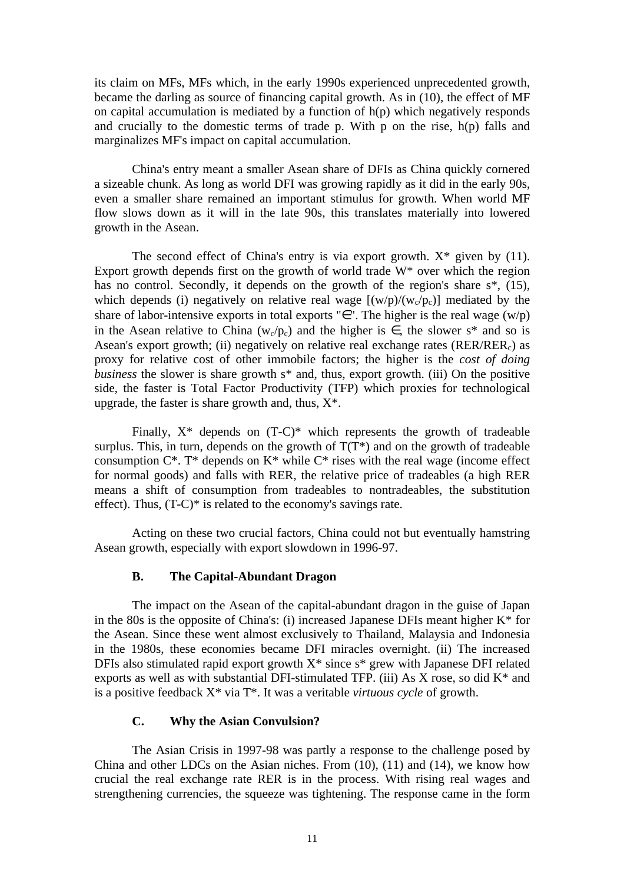its claim on MFs, MFs which, in the early 1990s experienced unprecedented growth, became the darling as source of financing capital growth. As in (10), the effect of MF on capital accumulation is mediated by a function of h(p) which negatively responds and crucially to the domestic terms of trade p. With p on the rise, h(p) falls and marginalizes MF's impact on capital accumulation.

China's entry meant a smaller Asean share of DFIs as China quickly cornered a sizeable chunk. As long as world DFI was growing rapidly as it did in the early 90s, even a smaller share remained an important stimulus for growth. When world MF flow slows down as it will in the late 90s, this translates materially into lowered growth in the Asean.

The second effect of China's entry is via export growth. X* given by (11). Export growth depends first on the growth of world trade W* over which the region has no control. Secondly, it depends on the growth of the region's share s*, (15), which depends (i) negatively on relative real wage $[(w/p)/(w_c/p_c)]$ mediated by the share of labor-intensive exports in total exports "$\in$". The higher is the real wage $(w/p)$ in the Asean relative to China $(w_c/p_c)$ and the higher is $\in$, the slower s* and so is Asean's export growth; (ii) negatively on relative real exchange rates $(RER/RER_c)$ as proxy for relative cost of other immobile factors; the higher is the *cost of doing business* the slower is share growth s* and, thus, export growth. (iii) On the positive side, the faster is Total Factor Productivity (TFP) which proxies for technological upgrade, the faster is share growth and, thus, X*.

Finally, X* depends on (T-C)* which represents the growth of tradeable surplus. This, in turn, depends on the growth of T(T*) and on the growth of tradeable consumption C*. T* depends on K* while C* rises with the real wage (income effect for normal goods) and falls with RER, the relative price of tradeables (a high RER means a shift of consumption from tradeables to nontradeables, the substitution effect). Thus, (T-C)* is related to the economy's savings rate.

Acting on these two crucial factors, China could not but eventually hamstring Asean growth, especially with export slowdown in 1996-97.

### B. The Capital-Abundant Dragon

The impact on the Asean of the capital-abundant dragon in the guise of Japan in the 80s is the opposite of China's: (i) increased Japanese DFIs meant higher K* for the Asean. Since these went almost exclusively to Thailand, Malaysia and Indonesia in the 1980s, these economies became DFI miracles overnight. (ii) The increased DFIs also stimulated rapid export growth X* since s* grew with Japanese DFI related exports as well as with substantial DFI-stimulated TFP. (iii) As X rose, so did K* and is a positive feedback X* via T*. It was a veritable *virtuous cycle* of growth.

### C. Why the Asian Convulsion?

The Asian Crisis in 1997-98 was partly a response to the challenge posed by China and other LDCs on the Asian niches. From (10), (11) and (14), we know how crucial the real exchange rate RER is in the process. With rising real wages and strengthening currencies, the squeeze was tightening. The response came in the form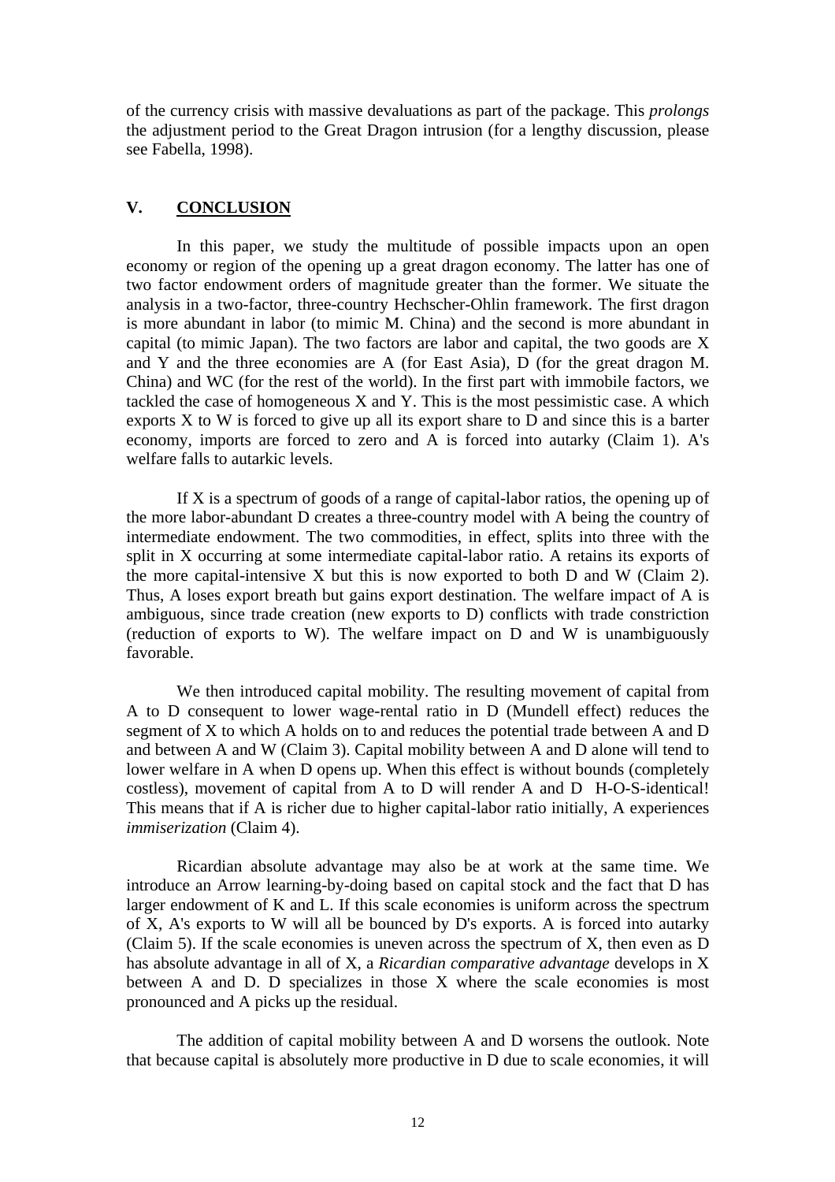of the currency crisis with massive devaluations as part of the package. This *prolongs* the adjustment period to the Great Dragon intrusion (for a lengthy discussion, please see Fabella, 1998).

## V. CONCLUSION

In this paper, we study the multitude of possible impacts upon an open economy or region of the opening up a great dragon economy. The latter has one of two factor endowment orders of magnitude greater than the former. We situate the analysis in a two-factor, three-country Hechscher-Ohlin framework. The first dragon is more abundant in labor (to mimic M. China) and the second is more abundant in capital (to mimic Japan). The two factors are labor and capital, the two goods are X and Y and the three economies are A (for East Asia), D (for the great dragon M. China) and WC (for the rest of the world). In the first part with immobile factors, we tackled the case of homogeneous X and Y. This is the most pessimistic case. A which exports X to W is forced to give up all its export share to D and since this is a barter economy, imports are forced to zero and A is forced into autarky (Claim 1). A's welfare falls to autarkic levels.

If X is a spectrum of goods of a range of capital-labor ratios, the opening up of the more labor-abundant D creates a three-country model with A being the country of intermediate endowment. The two commodities, in effect, splits into three with the split in X occurring at some intermediate capital-labor ratio. A retains its exports of the more capital-intensive X but this is now exported to both D and W (Claim 2). Thus, A loses export breath but gains export destination. The welfare impact of A is ambiguous, since trade creation (new exports to D) conflicts with trade constriction (reduction of exports to W). The welfare impact on D and W is unambiguously favorable.

We then introduced capital mobility. The resulting movement of capital from A to D consequent to lower wage-rental ratio in D (Mundell effect) reduces the segment of X to which A holds on to and reduces the potential trade between A and D and between A and W (Claim 3). Capital mobility between A and D alone will tend to lower welfare in A when D opens up. When this effect is without bounds (completely costless), movement of capital from A to D will render A and D H-O-S-identical! This means that if A is richer due to higher capital-labor ratio initially, A experiences *immiserization* (Claim 4).

Ricardian absolute advantage may also be at work at the same time. We introduce an Arrow learning-by-doing based on capital stock and the fact that D has larger endowment of K and L. If this scale economies is uniform across the spectrum of X, A's exports to W will all be bounced by D's exports. A is forced into autarky (Claim 5). If the scale economies is uneven across the spectrum of X, then even as D has absolute advantage in all of X, a *Ricardian comparative advantage* develops in X between A and D. D specializes in those X where the scale economies is most pronounced and A picks up the residual.

The addition of capital mobility between A and D worsens the outlook. Note that because capital is absolutely more productive in D due to scale economies, it will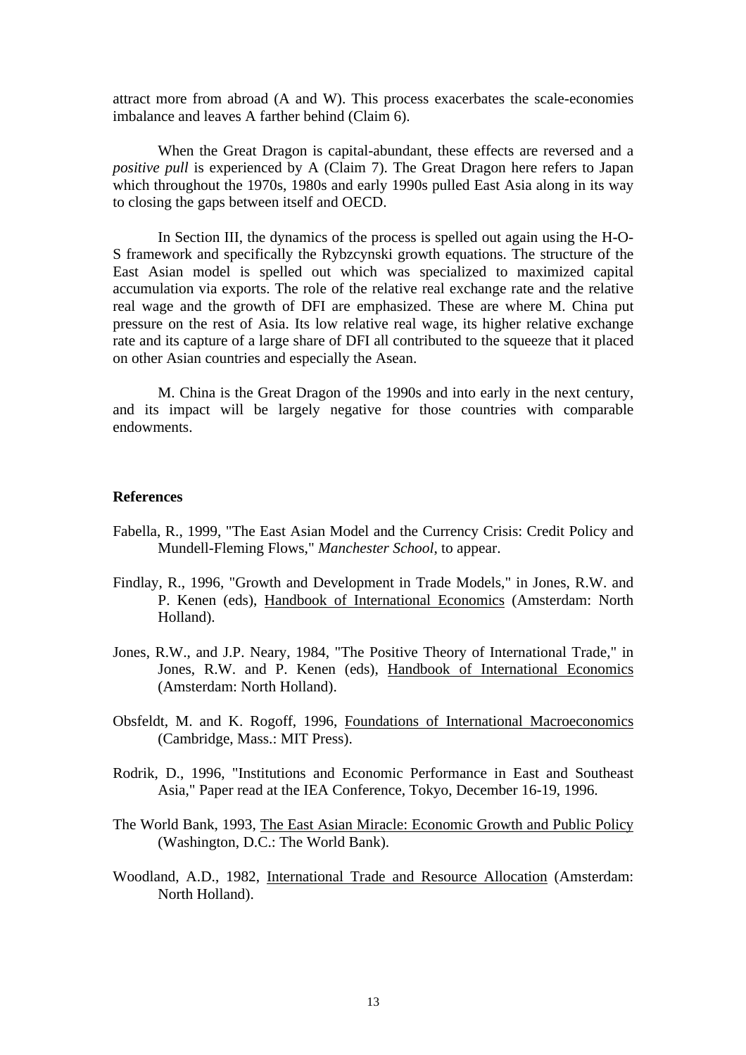attract more from abroad (A and W). This process exacerbates the scale-economies imbalance and leaves A farther behind (Claim 6).

When the Great Dragon is capital-abundant, these effects are reversed and a *positive pull* is experienced by A (Claim 7). The Great Dragon here refers to Japan which throughout the 1970s, 1980s and early 1990s pulled East Asia along in its way to closing the gaps between itself and OECD.

In Section III, the dynamics of the process is spelled out again using the H-O-S framework and specifically the Rybzcynski growth equations. The structure of the East Asian model is spelled out which was specialized to maximized capital accumulation via exports. The role of the relative real exchange rate and the relative real wage and the growth of DFI are emphasized. These are where M. China put pressure on the rest of Asia. Its low relative real wage, its higher relative exchange rate and its capture of a large share of DFI all contributed to the squeeze that it placed on other Asian countries and especially the Asean.

M. China is the Great Dragon of the 1990s and into early in the next century, and its impact will be largely negative for those countries with comparable endowments.

## References

Fabella, R., 1999, "The East Asian Model and the Currency Crisis: Credit Policy and Mundell-Fleming Flows," *Manchester School*, to appear.

Findlay, R., 1996, "Growth and Development in Trade Models," in Jones, R.W. and P. Kenen (eds), Handbook of International Economics (Amsterdam: North Holland).

Jones, R.W., and J.P. Neary, 1984, "The Positive Theory of International Trade," in Jones, R.W. and P. Kenen (eds), Handbook of International Economics (Amsterdam: North Holland).

Obsfeldt, M. and K. Rogoff, 1996, Foundations of International Macroeconomics (Cambridge, Mass.: MIT Press).

Rodrik, D., 1996, "Institutions and Economic Performance in East and Southeast Asia," Paper read at the IEA Conference, Tokyo, December 16-19, 1996.

The World Bank, 1993, The East Asian Miracle: Economic Growth and Public Policy (Washington, D.C.: The World Bank).

Woodland, A.D., 1982, International Trade and Resource Allocation (Amsterdam: North Holland).